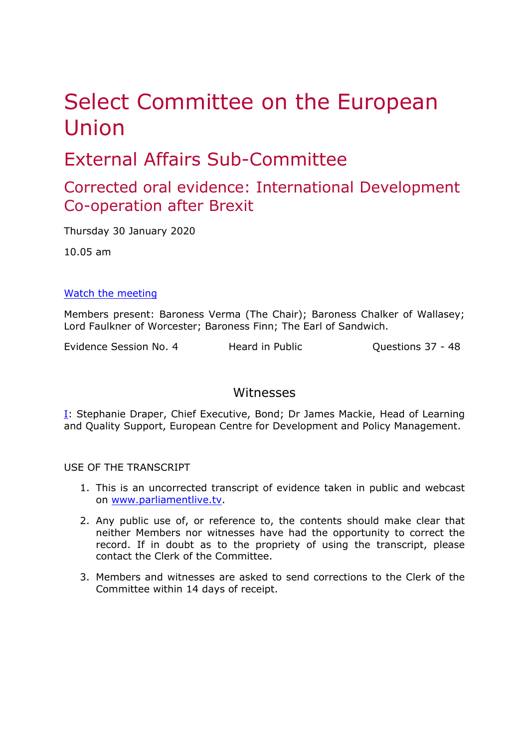# Select Committee on the European Union

## External Affairs Sub-Committee

## Corrected oral evidence: International Development Co-operation after Brexit

Thursday 30 January 2020

10.05 am

[Watch the meeting](#)

Members present: Baroness Verma (The Chair); Baroness Chalker of Wallasey; Lord Faulkner of Worcester; Baroness Finn; The Earl of Sandwich.

Evidence Session No. 4 | Heard in Public | Questions 37 - 48

### Witnesses

I: Stephanie Draper, Chief Executive, Bond; Dr James Mackie, Head of Learning and Quality Support, European Centre for Development and Policy Management.

USE OF THE TRANSCRIPT

1. This is an uncorrected transcript of evidence taken in public and webcast on www.parliamentlive.tv.
2. Any public use of, or reference to, the contents should make clear that neither Members nor witnesses have had the opportunity to correct the record. If in doubt as to the propriety of using the transcript, please contact the Clerk of the Committee.
3. Members and witnesses are asked to send corrections to the Clerk of the Committee within 14 days of receipt.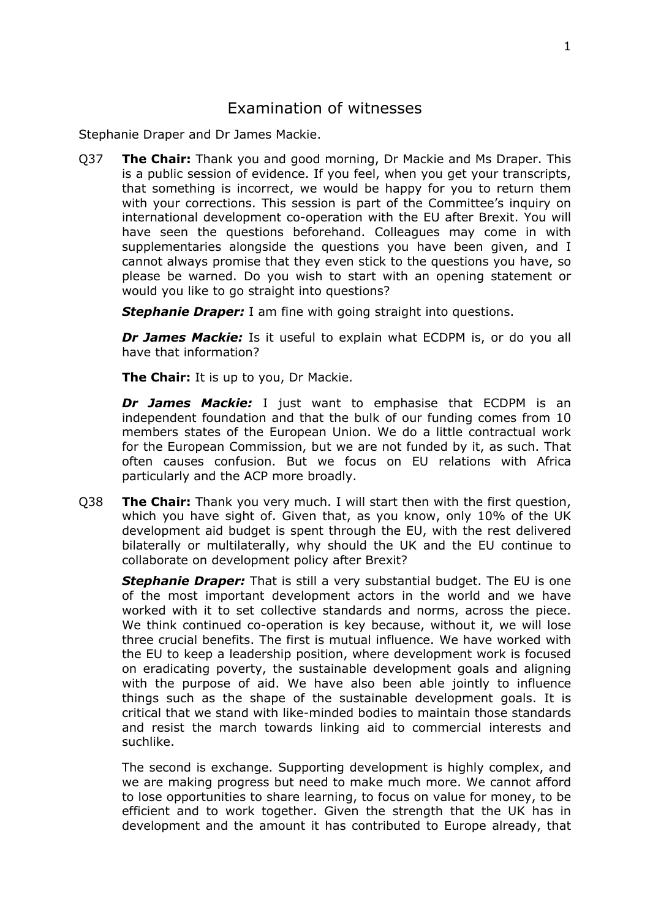# Examination of witnesses

Stephanie Draper and Dr James Mackie.

Q37 **The Chair:** Thank you and good morning, Dr Mackie and Ms Draper. This is a public session of evidence. If you feel, when you get your transcripts, that something is incorrect, we would be happy for you to return them with your corrections. This session is part of the Committee's inquiry on international development co-operation with the EU after Brexit. You will have seen the questions beforehand. Colleagues may come in with supplementaries alongside the questions you have been given, and I cannot always promise that they even stick to the questions you have, so please be warned. Do you wish to start with an opening statement or would you like to go straight into questions?

***Stephanie Draper:*** I am fine with going straight into questions.

***Dr James Mackie:*** Is it useful to explain what ECDPM is, or do you all have that information?

**The Chair:** It is up to you, Dr Mackie.

***Dr James Mackie:*** I just want to emphasise that ECDPM is an independent foundation and that the bulk of our funding comes from 10 members states of the European Union. We do a little contractual work for the European Commission, but we are not funded by it, as such. That often causes confusion. But we focus on EU relations with Africa particularly and the ACP more broadly.

Q38 **The Chair:** Thank you very much. I will start then with the first question, which you have sight of. Given that, as you know, only 10% of the UK development aid budget is spent through the EU, with the rest delivered bilaterally or multilaterally, why should the UK and the EU continue to collaborate on development policy after Brexit?

***Stephanie Draper:*** That is still a very substantial budget. The EU is one of the most important development actors in the world and we have worked with it to set collective standards and norms, across the piece. We think continued co-operation is key because, without it, we will lose three crucial benefits. The first is mutual influence. We have worked with the EU to keep a leadership position, where development work is focused on eradicating poverty, the sustainable development goals and aligning with the purpose of aid. We have also been able jointly to influence things such as the shape of the sustainable development goals. It is critical that we stand with like-minded bodies to maintain those standards and resist the march towards linking aid to commercial interests and suchlike.

The second is exchange. Supporting development is highly complex, and we are making progress but need to make much more. We cannot afford to lose opportunities to share learning, to focus on value for money, to be efficient and to work together. Given the strength that the UK has in development and the amount it has contributed to Europe already, that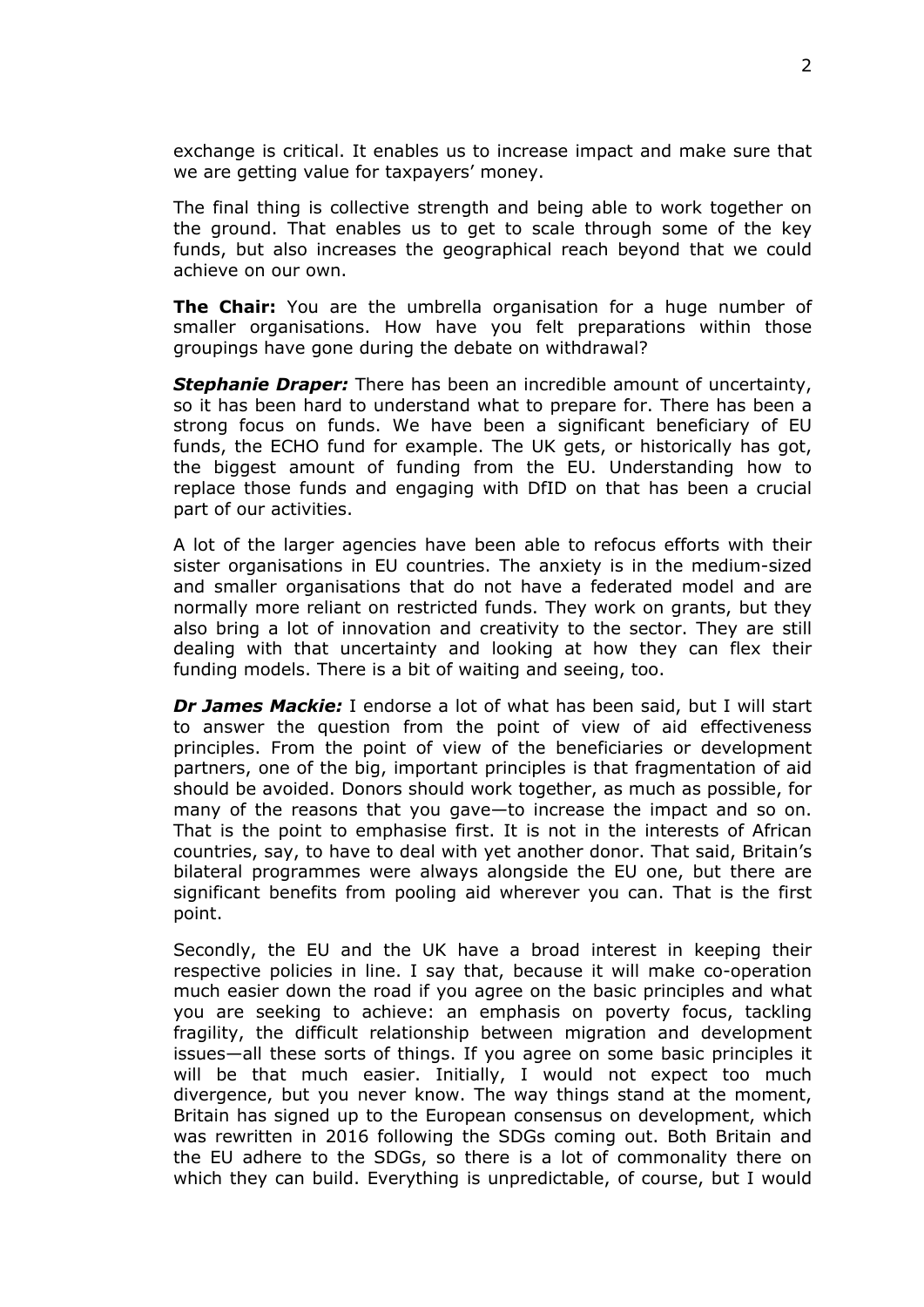exchange is critical. It enables us to increase impact and make sure that we are getting value for taxpayers' money.

The final thing is collective strength and being able to work together on the ground. That enables us to get to scale through some of the key funds, but also increases the geographical reach beyond that we could achieve on our own.

**The Chair:** You are the umbrella organisation for a huge number of smaller organisations. How have you felt preparations within those groupings have gone during the debate on withdrawal?

***Stephanie Draper:*** There has been an incredible amount of uncertainty, so it has been hard to understand what to prepare for. There has been a strong focus on funds. We have been a significant beneficiary of EU funds, the ECHO fund for example. The UK gets, or historically has got, the biggest amount of funding from the EU. Understanding how to replace those funds and engaging with DfID on that has been a crucial part of our activities.

A lot of the larger agencies have been able to refocus efforts with their sister organisations in EU countries. The anxiety is in the medium-sized and smaller organisations that do not have a federated model and are normally more reliant on restricted funds. They work on grants, but they also bring a lot of innovation and creativity to the sector. They are still dealing with that uncertainty and looking at how they can flex their funding models. There is a bit of waiting and seeing, too.

***Dr James Mackie:*** I endorse a lot of what has been said, but I will start to answer the question from the point of view of aid effectiveness principles. From the point of view of the beneficiaries or development partners, one of the big, important principles is that fragmentation of aid should be avoided. Donors should work together, as much as possible, for many of the reasons that you gave—to increase the impact and so on. That is the point to emphasise first. It is not in the interests of African countries, say, to have to deal with yet another donor. That said, Britain's bilateral programmes were always alongside the EU one, but there are significant benefits from pooling aid wherever you can. That is the first point.

Secondly, the EU and the UK have a broad interest in keeping their respective policies in line. I say that, because it will make co-operation much easier down the road if you agree on the basic principles and what you are seeking to achieve: an emphasis on poverty focus, tackling fragility, the difficult relationship between migration and development issues—all these sorts of things. If you agree on some basic principles it will be that much easier. Initially, I would not expect too much divergence, but you never know. The way things stand at the moment, Britain has signed up to the European consensus on development, which was rewritten in 2016 following the SDGs coming out. Both Britain and the EU adhere to the SDGs, so there is a lot of commonality there on which they can build. Everything is unpredictable, of course, but I would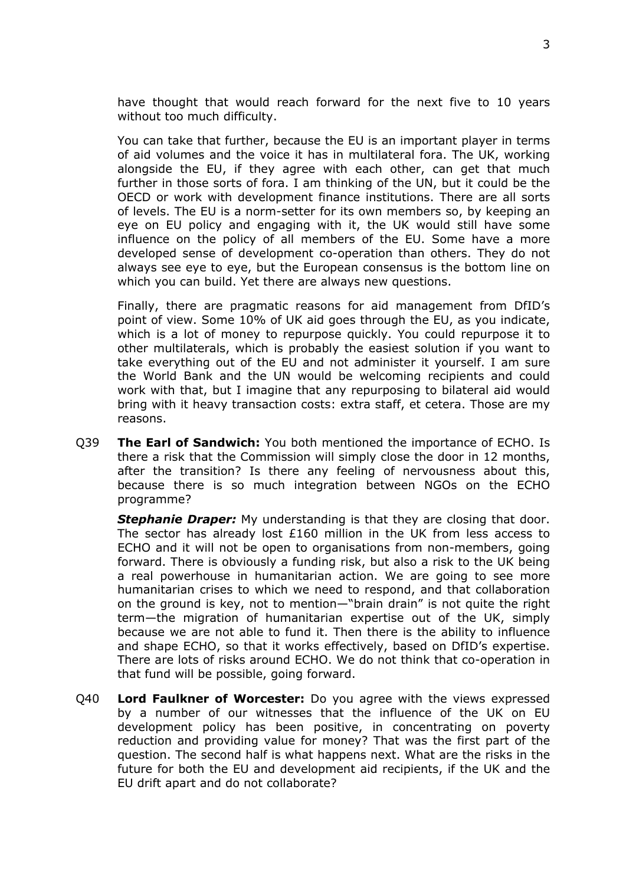have thought that would reach forward for the next five to 10 years without too much difficulty.

You can take that further, because the EU is an important player in terms of aid volumes and the voice it has in multilateral fora. The UK, working alongside the EU, if they agree with each other, can get that much further in those sorts of fora. I am thinking of the UN, but it could be the OECD or work with development finance institutions. There are all sorts of levels. The EU is a norm-setter for its own members so, by keeping an eye on EU policy and engaging with it, the UK would still have some influence on the policy of all members of the EU. Some have a more developed sense of development co-operation than others. They do not always see eye to eye, but the European consensus is the bottom line on which you can build. Yet there are always new questions.

Finally, there are pragmatic reasons for aid management from DfID's point of view. Some 10% of UK aid goes through the EU, as you indicate, which is a lot of money to repurpose quickly. You could repurpose it to other multilaterals, which is probably the easiest solution if you want to take everything out of the EU and not administer it yourself. I am sure the World Bank and the UN would be welcoming recipients and could work with that, but I imagine that any repurposing to bilateral aid would bring with it heavy transaction costs: extra staff, et cetera. Those are my reasons.

Q39 **The Earl of Sandwich:** You both mentioned the importance of ECHO. Is there a risk that the Commission will simply close the door in 12 months, after the transition? Is there any feeling of nervousness about this, because there is so much integration between NGOs on the ECHO programme?

***Stephanie Draper:*** My understanding is that they are closing that door. The sector has already lost £160 million in the UK from less access to ECHO and it will not be open to organisations from non-members, going forward. There is obviously a funding risk, but also a risk to the UK being a real powerhouse in humanitarian action. We are going to see more humanitarian crises to which we need to respond, and that collaboration on the ground is key, not to mention—"brain drain" is not quite the right term—the migration of humanitarian expertise out of the UK, simply because we are not able to fund it. Then there is the ability to influence and shape ECHO, so that it works effectively, based on DfID's expertise. There are lots of risks around ECHO. We do not think that co-operation in that fund will be possible, going forward.

Q40 **Lord Faulkner of Worcester:** Do you agree with the views expressed by a number of our witnesses that the influence of the UK on EU development policy has been positive, in concentrating on poverty reduction and providing value for money? That was the first part of the question. The second half is what happens next. What are the risks in the future for both the EU and development aid recipients, if the UK and the EU drift apart and do not collaborate?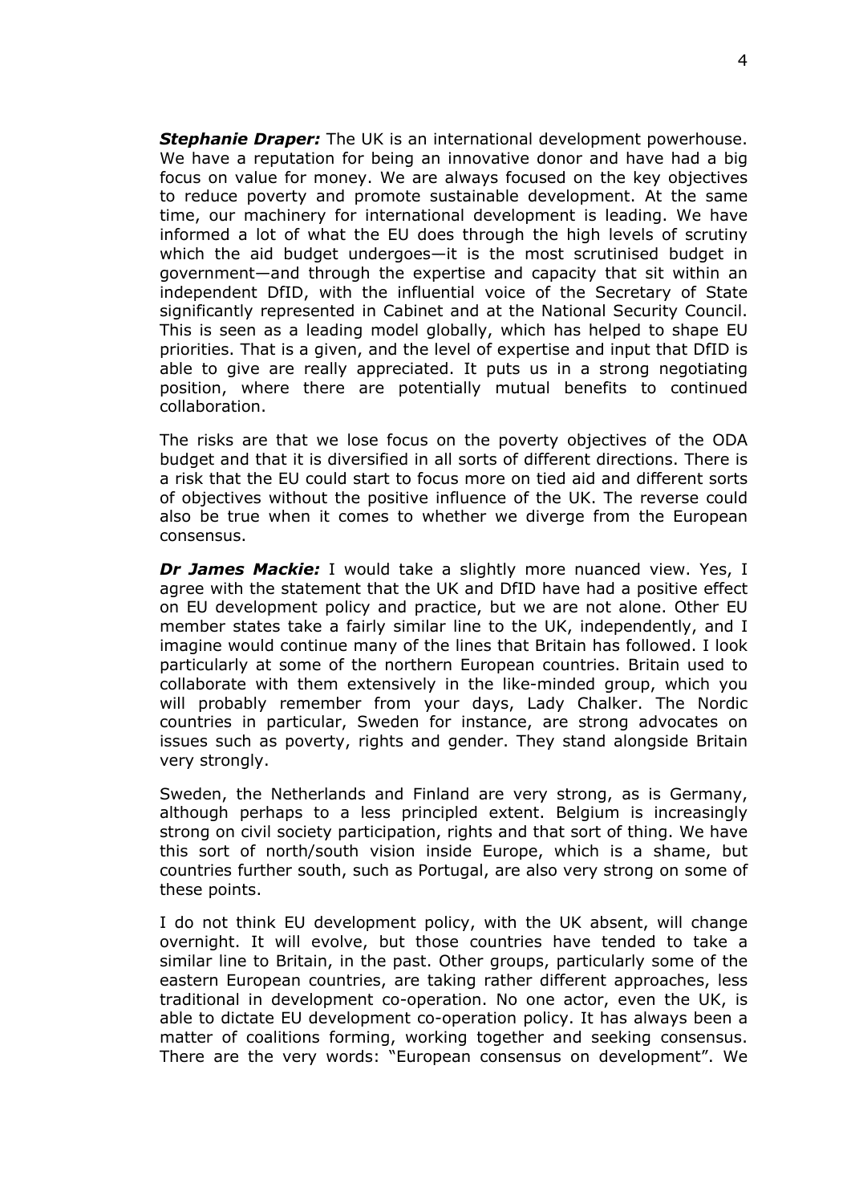***Stephanie Draper:*** The UK is an international development powerhouse. We have a reputation for being an innovative donor and have had a big focus on value for money. We are always focused on the key objectives to reduce poverty and promote sustainable development. At the same time, our machinery for international development is leading. We have informed a lot of what the EU does through the high levels of scrutiny which the aid budget undergoes—it is the most scrutinised budget in government—and through the expertise and capacity that sit within an independent DfID, with the influential voice of the Secretary of State significantly represented in Cabinet and at the National Security Council. This is seen as a leading model globally, which has helped to shape EU priorities. That is a given, and the level of expertise and input that DfID is able to give are really appreciated. It puts us in a strong negotiating position, where there are potentially mutual benefits to continued collaboration.

The risks are that we lose focus on the poverty objectives of the ODA budget and that it is diversified in all sorts of different directions. There is a risk that the EU could start to focus more on tied aid and different sorts of objectives without the positive influence of the UK. The reverse could also be true when it comes to whether we diverge from the European consensus.

***Dr James Mackie:*** I would take a slightly more nuanced view. Yes, I agree with the statement that the UK and DfID have had a positive effect on EU development policy and practice, but we are not alone. Other EU member states take a fairly similar line to the UK, independently, and I imagine would continue many of the lines that Britain has followed. I look particularly at some of the northern European countries. Britain used to collaborate with them extensively in the like-minded group, which you will probably remember from your days, Lady Chalker. The Nordic countries in particular, Sweden for instance, are strong advocates on issues such as poverty, rights and gender. They stand alongside Britain very strongly.

Sweden, the Netherlands and Finland are very strong, as is Germany, although perhaps to a less principled extent. Belgium is increasingly strong on civil society participation, rights and that sort of thing. We have this sort of north/south vision inside Europe, which is a shame, but countries further south, such as Portugal, are also very strong on some of these points.

I do not think EU development policy, with the UK absent, will change overnight. It will evolve, but those countries have tended to take a similar line to Britain, in the past. Other groups, particularly some of the eastern European countries, are taking rather different approaches, less traditional in development co-operation. No one actor, even the UK, is able to dictate EU development co-operation policy. It has always been a matter of coalitions forming, working together and seeking consensus. There are the very words: "European consensus on development". We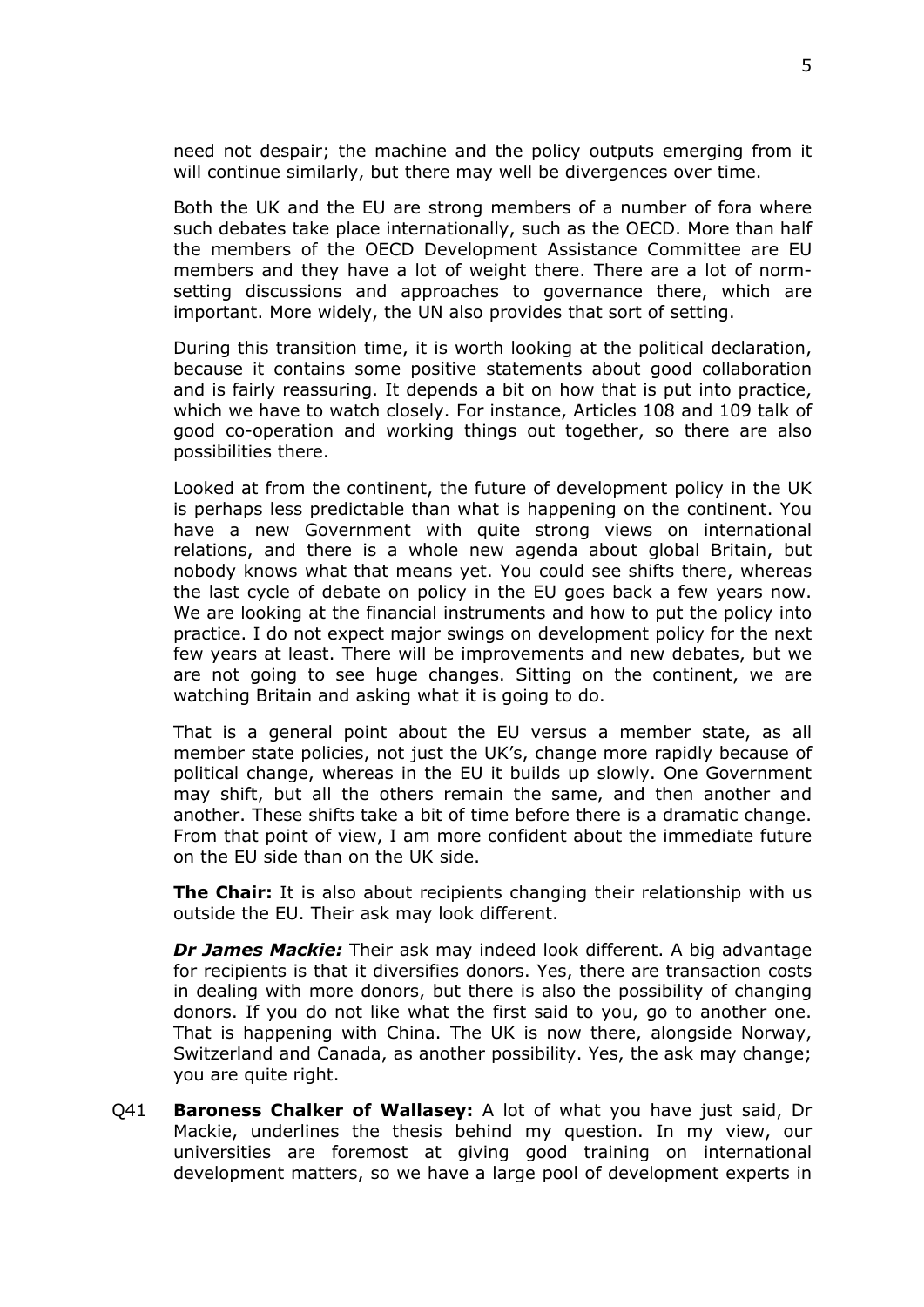need not despair; the machine and the policy outputs emerging from it will continue similarly, but there may well be divergences over time.

Both the UK and the EU are strong members of a number of fora where such debates take place internationally, such as the OECD. More than half the members of the OECD Development Assistance Committee are EU members and they have a lot of weight there. There are a lot of norm-setting discussions and approaches to governance there, which are important. More widely, the UN also provides that sort of setting.

During this transition time, it is worth looking at the political declaration, because it contains some positive statements about good collaboration and is fairly reassuring. It depends a bit on how that is put into practice, which we have to watch closely. For instance, Articles 108 and 109 talk of good co-operation and working things out together, so there are also possibilities there.

Looked at from the continent, the future of development policy in the UK is perhaps less predictable than what is happening on the continent. You have a new Government with quite strong views on international relations, and there is a whole new agenda about global Britain, but nobody knows what that means yet. You could see shifts there, whereas the last cycle of debate on policy in the EU goes back a few years now. We are looking at the financial instruments and how to put the policy into practice. I do not expect major swings on development policy for the next few years at least. There will be improvements and new debates, but we are not going to see huge changes. Sitting on the continent, we are watching Britain and asking what it is going to do.

That is a general point about the EU versus a member state, as all member state policies, not just the UK's, change more rapidly because of political change, whereas in the EU it builds up slowly. One Government may shift, but all the others remain the same, and then another and another. These shifts take a bit of time before there is a dramatic change. From that point of view, I am more confident about the immediate future on the EU side than on the UK side.

**The Chair:** It is also about recipients changing their relationship with us outside the EU. Their ask may look different.

***Dr James Mackie:*** Their ask may indeed look different. A big advantage for recipients is that it diversifies donors. Yes, there are transaction costs in dealing with more donors, but there is also the possibility of changing donors. If you do not like what the first said to you, go to another one. That is happening with China. The UK is now there, alongside Norway, Switzerland and Canada, as another possibility. Yes, the ask may change; you are quite right.

Q41 **Baroness Chalker of Wallasey:** A lot of what you have just said, Dr Mackie, underlines the thesis behind my question. In my view, our universities are foremost at giving good training on international development matters, so we have a large pool of development experts in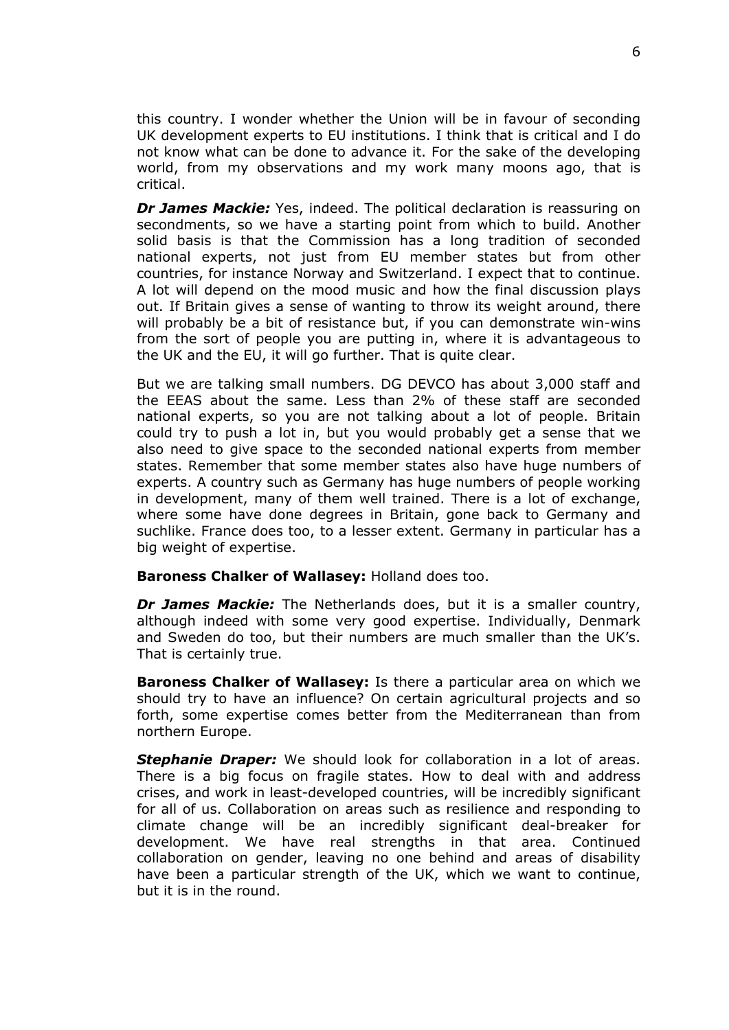this country. I wonder whether the Union will be in favour of seconding UK development experts to EU institutions. I think that is critical and I do not know what can be done to advance it. For the sake of the developing world, from my observations and my work many moons ago, that is critical.

***Dr James Mackie:*** Yes, indeed. The political declaration is reassuring on secondments, so we have a starting point from which to build. Another solid basis is that the Commission has a long tradition of seconded national experts, not just from EU member states but from other countries, for instance Norway and Switzerland. I expect that to continue. A lot will depend on the mood music and how the final discussion plays out. If Britain gives a sense of wanting to throw its weight around, there will probably be a bit of resistance but, if you can demonstrate win-wins from the sort of people you are putting in, where it is advantageous to the UK and the EU, it will go further. That is quite clear.

But we are talking small numbers. DG DEVCO has about 3,000 staff and the EEAS about the same. Less than 2% of these staff are seconded national experts, so you are not talking about a lot of people. Britain could try to push a lot in, but you would probably get a sense that we also need to give space to the seconded national experts from member states. Remember that some member states also have huge numbers of experts. A country such as Germany has huge numbers of people working in development, many of them well trained. There is a lot of exchange, where some have done degrees in Britain, gone back to Germany and suchlike. France does too, to a lesser extent. Germany in particular has a big weight of expertise.

**Baroness Chalker of Wallasey:** Holland does too.

***Dr James Mackie:*** The Netherlands does, but it is a smaller country, although indeed with some very good expertise. Individually, Denmark and Sweden do too, but their numbers are much smaller than the UK's. That is certainly true.

**Baroness Chalker of Wallasey:** Is there a particular area on which we should try to have an influence? On certain agricultural projects and so forth, some expertise comes better from the Mediterranean than from northern Europe.

***Stephanie Draper:*** We should look for collaboration in a lot of areas. There is a big focus on fragile states. How to deal with and address crises, and work in least-developed countries, will be incredibly significant for all of us. Collaboration on areas such as resilience and responding to climate change will be an incredibly significant deal-breaker for development. We have real strengths in that area. Continued collaboration on gender, leaving no one behind and areas of disability have been a particular strength of the UK, which we want to continue, but it is in the round.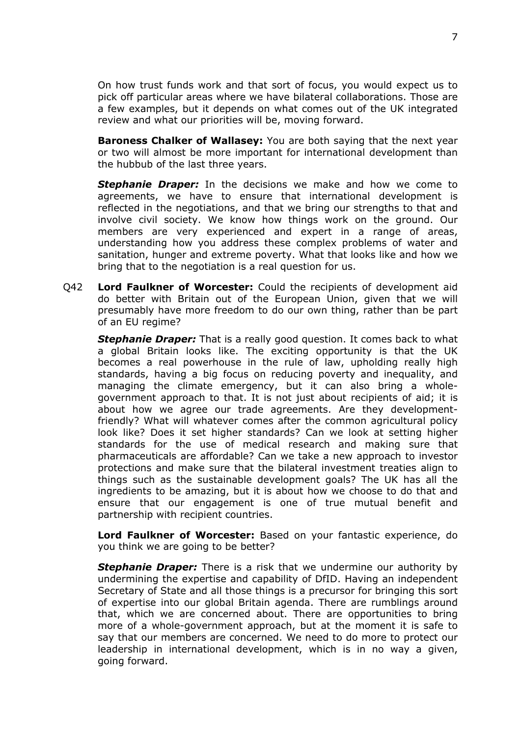On how trust funds work and that sort of focus, you would expect us to pick off particular areas where we have bilateral collaborations. Those are a few examples, but it depends on what comes out of the UK integrated review and what our priorities will be, moving forward.

**Baroness Chalker of Wallasey:** You are both saying that the next year or two will almost be more important for international development than the hubbub of the last three years.

***Stephanie Draper:*** In the decisions we make and how we come to agreements, we have to ensure that international development is reflected in the negotiations, and that we bring our strengths to that and involve civil society. We know how things work on the ground. Our members are very experienced and expert in a range of areas, understanding how you address these complex problems of water and sanitation, hunger and extreme poverty. What that looks like and how we bring that to the negotiation is a real question for us.

Q42 **Lord Faulkner of Worcester:** Could the recipients of development aid do better with Britain out of the European Union, given that we will presumably have more freedom to do our own thing, rather than be part of an EU regime?

***Stephanie Draper:*** That is a really good question. It comes back to what a global Britain looks like. The exciting opportunity is that the UK becomes a real powerhouse in the rule of law, upholding really high standards, having a big focus on reducing poverty and inequality, and managing the climate emergency, but it can also bring a whole-government approach to that. It is not just about recipients of aid; it is about how we agree our trade agreements. Are they development-friendly? What will whatever comes after the common agricultural policy look like? Does it set higher standards? Can we look at setting higher standards for the use of medical research and making sure that pharmaceuticals are affordable? Can we take a new approach to investor protections and make sure that the bilateral investment treaties align to things such as the sustainable development goals? The UK has all the ingredients to be amazing, but it is about how we choose to do that and ensure that our engagement is one of true mutual benefit and partnership with recipient countries.

**Lord Faulkner of Worcester:** Based on your fantastic experience, do you think we are going to be better?

***Stephanie Draper:*** There is a risk that we undermine our authority by undermining the expertise and capability of DfID. Having an independent Secretary of State and all those things is a precursor for bringing this sort of expertise into our global Britain agenda. There are rumblings around that, which we are concerned about. There are opportunities to bring more of a whole-government approach, but at the moment it is safe to say that our members are concerned. We need to do more to protect our leadership in international development, which is in no way a given, going forward.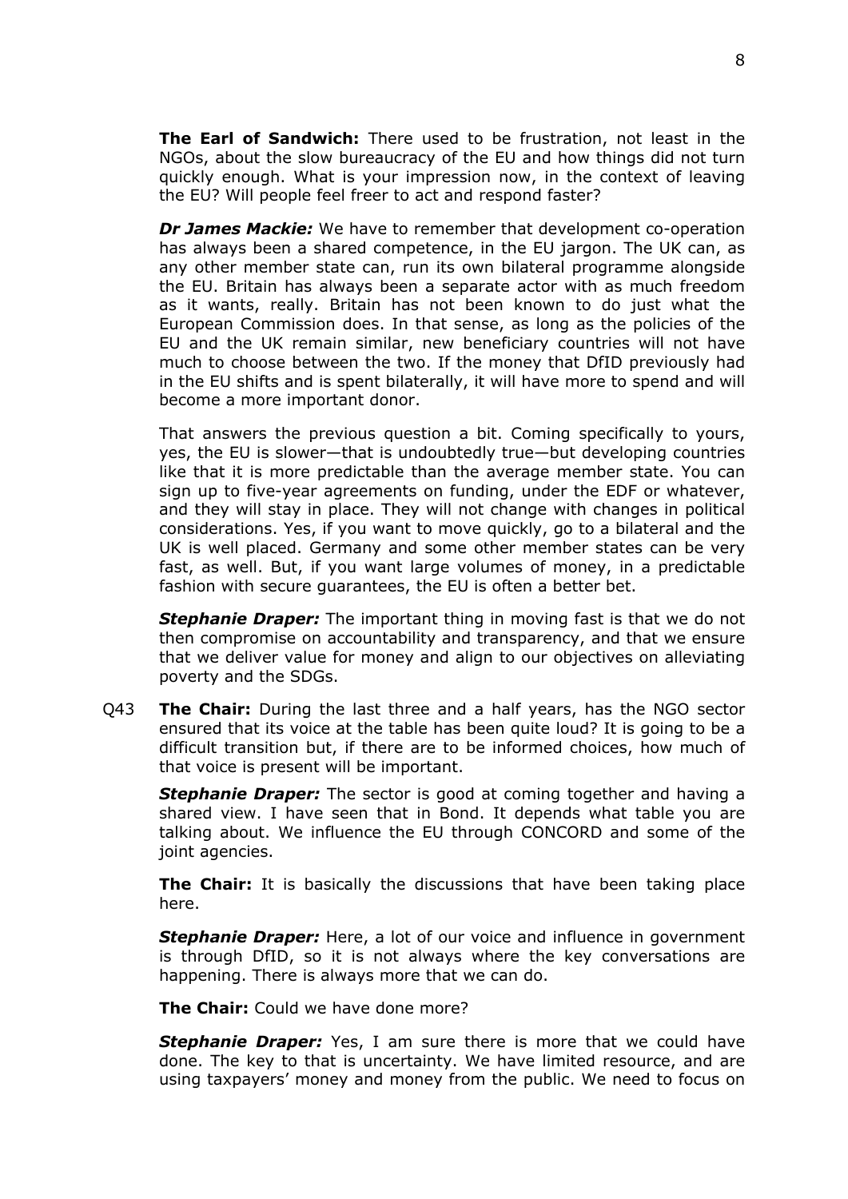**The Earl of Sandwich:** There used to be frustration, not least in the NGOs, about the slow bureaucracy of the EU and how things did not turn quickly enough. What is your impression now, in the context of leaving the EU? Will people feel freer to act and respond faster?

***Dr James Mackie:*** We have to remember that development co-operation has always been a shared competence, in the EU jargon. The UK can, as any other member state can, run its own bilateral programme alongside the EU. Britain has always been a separate actor with as much freedom as it wants, really. Britain has not been known to do just what the European Commission does. In that sense, as long as the policies of the EU and the UK remain similar, new beneficiary countries will not have much to choose between the two. If the money that DfID previously had in the EU shifts and is spent bilaterally, it will have more to spend and will become a more important donor.

That answers the previous question a bit. Coming specifically to yours, yes, the EU is slower—that is undoubtedly true—but developing countries like that it is more predictable than the average member state. You can sign up to five-year agreements on funding, under the EDF or whatever, and they will stay in place. They will not change with changes in political considerations. Yes, if you want to move quickly, go to a bilateral and the UK is well placed. Germany and some other member states can be very fast, as well. But, if you want large volumes of money, in a predictable fashion with secure guarantees, the EU is often a better bet.

***Stephanie Draper:*** The important thing in moving fast is that we do not then compromise on accountability and transparency, and that we ensure that we deliver value for money and align to our objectives on alleviating poverty and the SDGs.

Q43 **The Chair:** During the last three and a half years, has the NGO sector ensured that its voice at the table has been quite loud? It is going to be a difficult transition but, if there are to be informed choices, how much of that voice is present will be important.

***Stephanie Draper:*** The sector is good at coming together and having a shared view. I have seen that in Bond. It depends what table you are talking about. We influence the EU through CONCORD and some of the joint agencies.

**The Chair:** It is basically the discussions that have been taking place here.

***Stephanie Draper:*** Here, a lot of our voice and influence in government is through DfID, so it is not always where the key conversations are happening. There is always more that we can do.

**The Chair:** Could we have done more?

***Stephanie Draper:*** Yes, I am sure there is more that we could have done. The key to that is uncertainty. We have limited resource, and are using taxpayers' money and money from the public. We need to focus on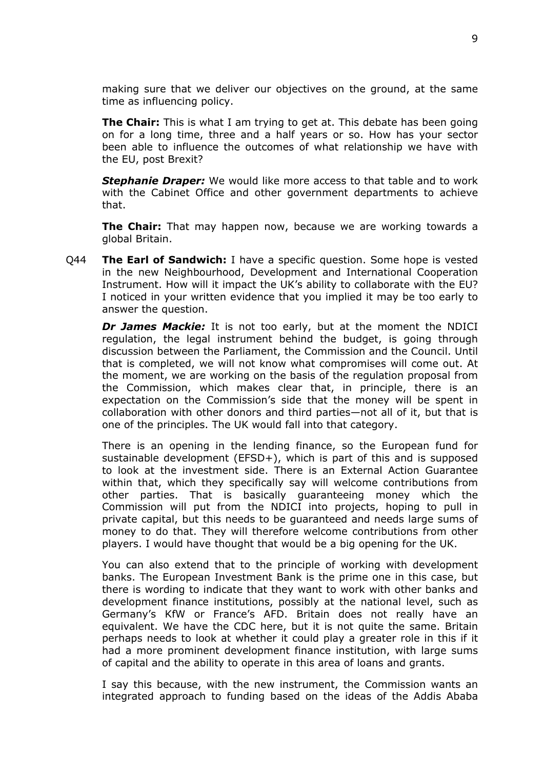making sure that we deliver our objectives on the ground, at the same time as influencing policy.

**The Chair:** This is what I am trying to get at. This debate has been going on for a long time, three and a half years or so. How has your sector been able to influence the outcomes of what relationship we have with the EU, post Brexit?

***Stephanie Draper:*** We would like more access to that table and to work with the Cabinet Office and other government departments to achieve that.

**The Chair:** That may happen now, because we are working towards a global Britain.

Q44 **The Earl of Sandwich:** I have a specific question. Some hope is vested in the new Neighbourhood, Development and International Cooperation Instrument. How will it impact the UK's ability to collaborate with the EU? I noticed in your written evidence that you implied it may be too early to answer the question.

***Dr James Mackie:*** It is not too early, but at the moment the NDICI regulation, the legal instrument behind the budget, is going through discussion between the Parliament, the Commission and the Council. Until that is completed, we will not know what compromises will come out. At the moment, we are working on the basis of the regulation proposal from the Commission, which makes clear that, in principle, there is an expectation on the Commission's side that the money will be spent in collaboration with other donors and third parties—not all of it, but that is one of the principles. The UK would fall into that category.

There is an opening in the lending finance, so the European fund for sustainable development (EFSD+), which is part of this and is supposed to look at the investment side. There is an External Action Guarantee within that, which they specifically say will welcome contributions from other parties. That is basically guaranteeing money which the Commission will put from the NDICI into projects, hoping to pull in private capital, but this needs to be guaranteed and needs large sums of money to do that. They will therefore welcome contributions from other players. I would have thought that would be a big opening for the UK.

You can also extend that to the principle of working with development banks. The European Investment Bank is the prime one in this case, but there is wording to indicate that they want to work with other banks and development finance institutions, possibly at the national level, such as Germany's KfW or France's AFD. Britain does not really have an equivalent. We have the CDC here, but it is not quite the same. Britain perhaps needs to look at whether it could play a greater role in this if it had a more prominent development finance institution, with large sums of capital and the ability to operate in this area of loans and grants.

I say this because, with the new instrument, the Commission wants an integrated approach to funding based on the ideas of the Addis Ababa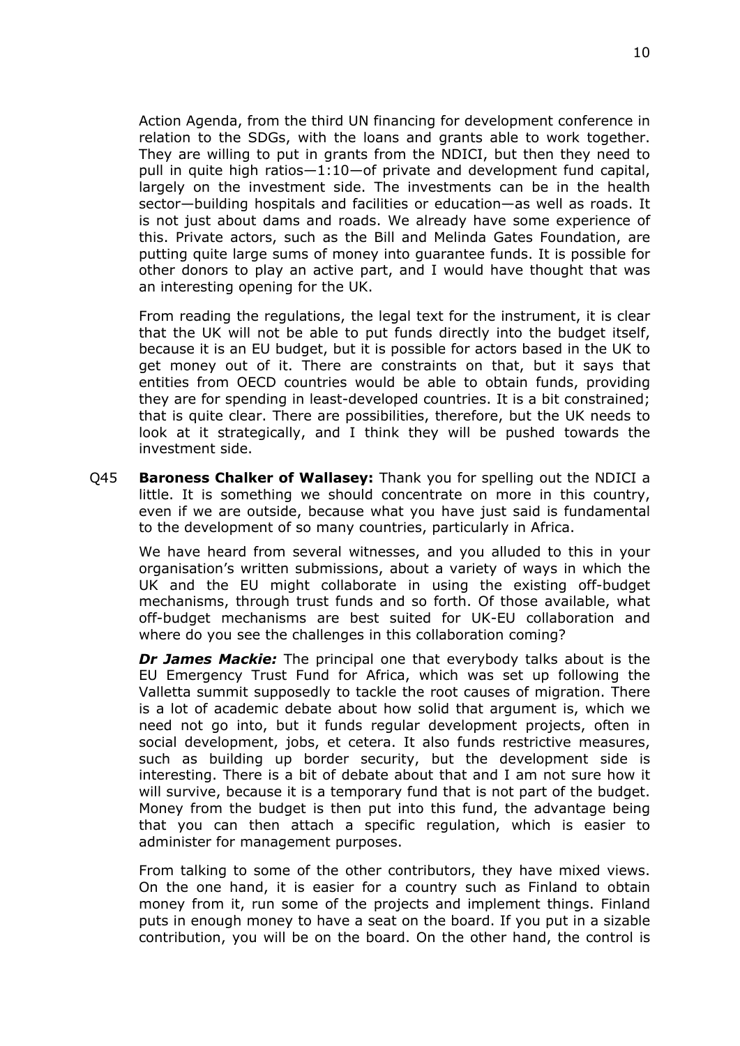Action Agenda, from the third UN financing for development conference in relation to the SDGs, with the loans and grants able to work together. They are willing to put in grants from the NDICI, but then they need to pull in quite high ratios—1:10—of private and development fund capital, largely on the investment side. The investments can be in the health sector—building hospitals and facilities or education—as well as roads. It is not just about dams and roads. We already have some experience of this. Private actors, such as the Bill and Melinda Gates Foundation, are putting quite large sums of money into guarantee funds. It is possible for other donors to play an active part, and I would have thought that was an interesting opening for the UK.

From reading the regulations, the legal text for the instrument, it is clear that the UK will not be able to put funds directly into the budget itself, because it is an EU budget, but it is possible for actors based in the UK to get money out of it. There are constraints on that, but it says that entities from OECD countries would be able to obtain funds, providing they are for spending in least-developed countries. It is a bit constrained; that is quite clear. There are possibilities, therefore, but the UK needs to look at it strategically, and I think they will be pushed towards the investment side.

Q45 **Baroness Chalker of Wallasey:** Thank you for spelling out the NDICI a little. It is something we should concentrate on more in this country, even if we are outside, because what you have just said is fundamental to the development of so many countries, particularly in Africa.

We have heard from several witnesses, and you alluded to this in your organisation's written submissions, about a variety of ways in which the UK and the EU might collaborate in using the existing off-budget mechanisms, through trust funds and so forth. Of those available, what off-budget mechanisms are best suited for UK-EU collaboration and where do you see the challenges in this collaboration coming?

***Dr James Mackie:*** The principal one that everybody talks about is the EU Emergency Trust Fund for Africa, which was set up following the Valletta summit supposedly to tackle the root causes of migration. There is a lot of academic debate about how solid that argument is, which we need not go into, but it funds regular development projects, often in social development, jobs, et cetera. It also funds restrictive measures, such as building up border security, but the development side is interesting. There is a bit of debate about that and I am not sure how it will survive, because it is a temporary fund that is not part of the budget. Money from the budget is then put into this fund, the advantage being that you can then attach a specific regulation, which is easier to administer for management purposes.

From talking to some of the other contributors, they have mixed views. On the one hand, it is easier for a country such as Finland to obtain money from it, run some of the projects and implement things. Finland puts in enough money to have a seat on the board. If you put in a sizable contribution, you will be on the board. On the other hand, the control is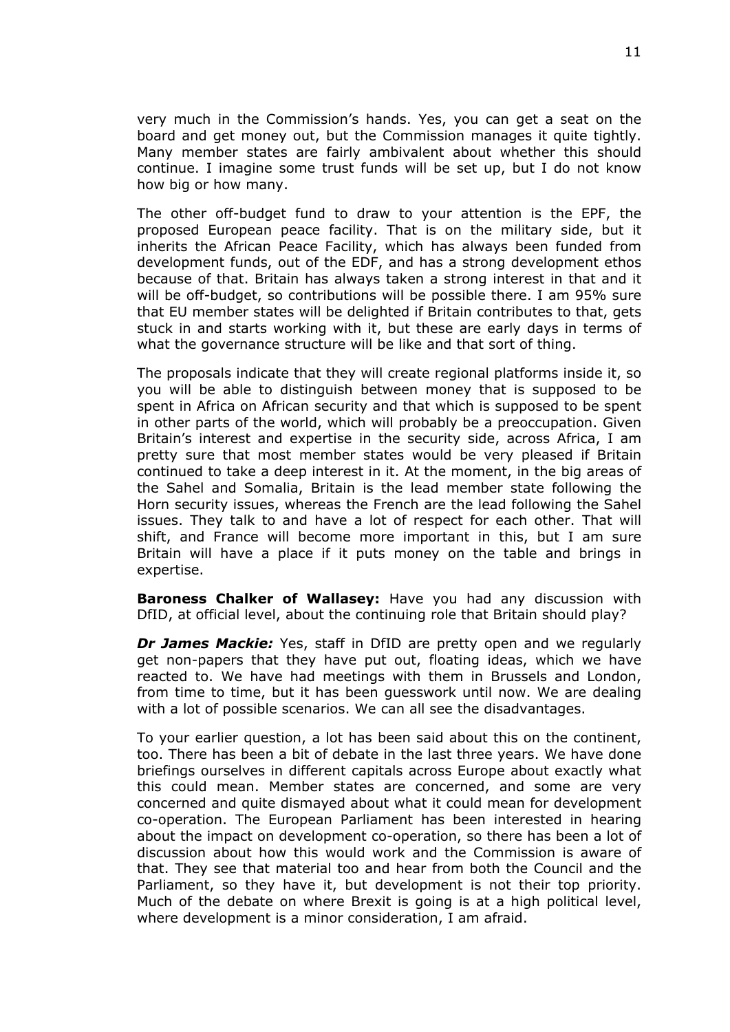very much in the Commission's hands. Yes, you can get a seat on the board and get money out, but the Commission manages it quite tightly. Many member states are fairly ambivalent about whether this should continue. I imagine some trust funds will be set up, but I do not know how big or how many.

The other off-budget fund to draw to your attention is the EPF, the proposed European peace facility. That is on the military side, but it inherits the African Peace Facility, which has always been funded from development funds, out of the EDF, and has a strong development ethos because of that. Britain has always taken a strong interest in that and it will be off-budget, so contributions will be possible there. I am 95% sure that EU member states will be delighted if Britain contributes to that, gets stuck in and starts working with it, but these are early days in terms of what the governance structure will be like and that sort of thing.

The proposals indicate that they will create regional platforms inside it, so you will be able to distinguish between money that is supposed to be spent in Africa on African security and that which is supposed to be spent in other parts of the world, which will probably be a preoccupation. Given Britain's interest and expertise in the security side, across Africa, I am pretty sure that most member states would be very pleased if Britain continued to take a deep interest in it. At the moment, in the big areas of the Sahel and Somalia, Britain is the lead member state following the Horn security issues, whereas the French are the lead following the Sahel issues. They talk to and have a lot of respect for each other. That will shift, and France will become more important in this, but I am sure Britain will have a place if it puts money on the table and brings in expertise.

**Baroness Chalker of Wallasey:** Have you had any discussion with DfID, at official level, about the continuing role that Britain should play?

***Dr James Mackie:*** Yes, staff in DfID are pretty open and we regularly get non-papers that they have put out, floating ideas, which we have reacted to. We have had meetings with them in Brussels and London, from time to time, but it has been guesswork until now. We are dealing with a lot of possible scenarios. We can all see the disadvantages.

To your earlier question, a lot has been said about this on the continent, too. There has been a bit of debate in the last three years. We have done briefings ourselves in different capitals across Europe about exactly what this could mean. Member states are concerned, and some are very concerned and quite dismayed about what it could mean for development co-operation. The European Parliament has been interested in hearing about the impact on development co-operation, so there has been a lot of discussion about how this would work and the Commission is aware of that. They see that material too and hear from both the Council and the Parliament, so they have it, but development is not their top priority. Much of the debate on where Brexit is going is at a high political level, where development is a minor consideration, I am afraid.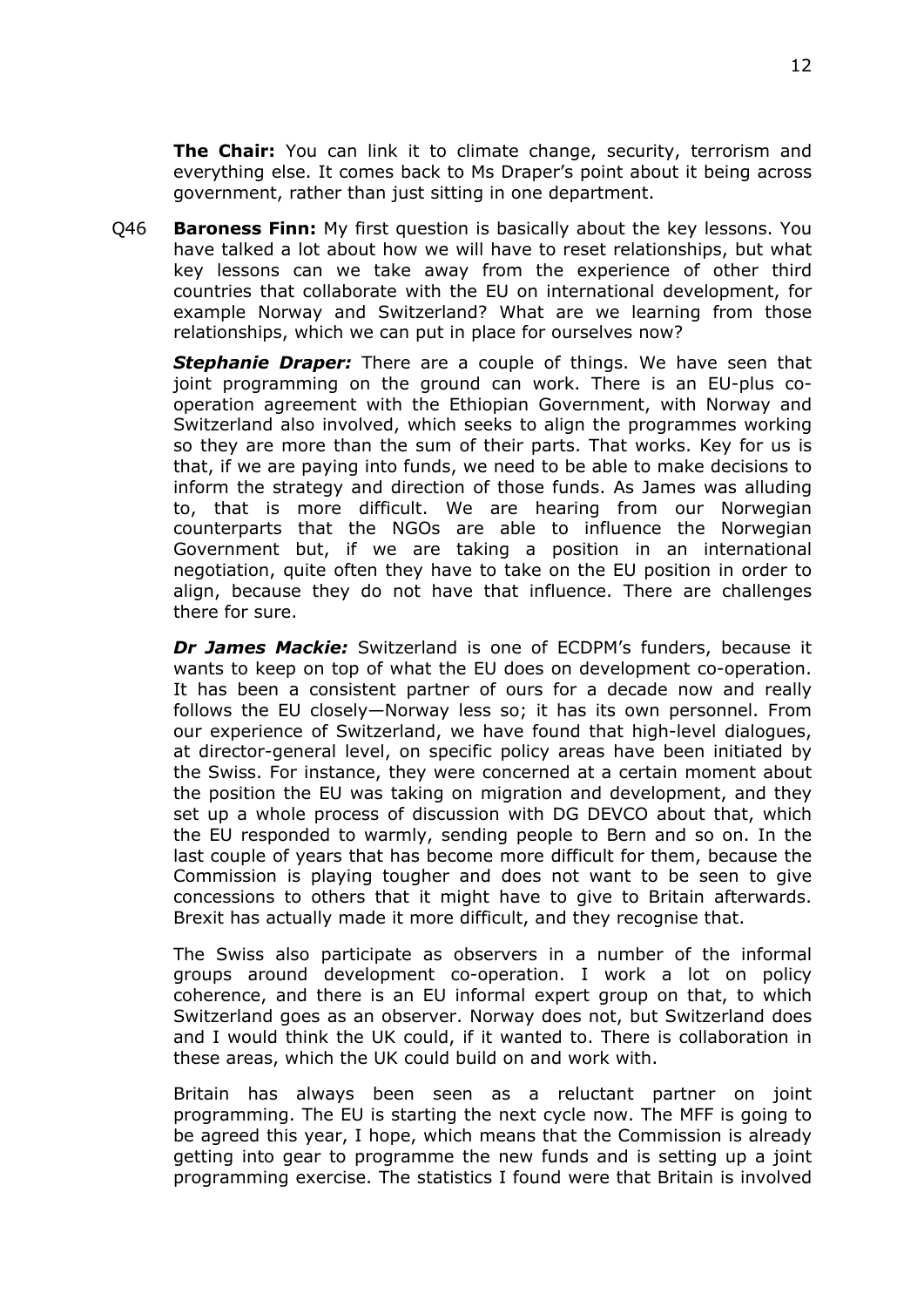**The Chair:** You can link it to climate change, security, terrorism and everything else. It comes back to Ms Draper's point about it being across government, rather than just sitting in one department.

Q46 **Baroness Finn:** My first question is basically about the key lessons. You have talked a lot about how we will have to reset relationships, but what key lessons can we take away from the experience of other third countries that collaborate with the EU on international development, for example Norway and Switzerland? What are we learning from those relationships, which we can put in place for ourselves now?

***Stephanie Draper:*** There are a couple of things. We have seen that joint programming on the ground can work. There is an EU-plus co-operation agreement with the Ethiopian Government, with Norway and Switzerland also involved, which seeks to align the programmes working so they are more than the sum of their parts. That works. Key for us is that, if we are paying into funds, we need to be able to make decisions to inform the strategy and direction of those funds. As James was alluding to, that is more difficult. We are hearing from our Norwegian counterparts that the NGOs are able to influence the Norwegian Government but, if we are taking a position in an international negotiation, quite often they have to take on the EU position in order to align, because they do not have that influence. There are challenges there for sure.

***Dr James Mackie:*** Switzerland is one of ECDPM's funders, because it wants to keep on top of what the EU does on development co-operation. It has been a consistent partner of ours for a decade now and really follows the EU closely—Norway less so; it has its own personnel. From our experience of Switzerland, we have found that high-level dialogues, at director-general level, on specific policy areas have been initiated by the Swiss. For instance, they were concerned at a certain moment about the position the EU was taking on migration and development, and they set up a whole process of discussion with DG DEVCO about that, which the EU responded to warmly, sending people to Bern and so on. In the last couple of years that has become more difficult for them, because the Commission is playing tougher and does not want to be seen to give concessions to others that it might have to give to Britain afterwards. Brexit has actually made it more difficult, and they recognise that.

The Swiss also participate as observers in a number of the informal groups around development co-operation. I work a lot on policy coherence, and there is an EU informal expert group on that, to which Switzerland goes as an observer. Norway does not, but Switzerland does and I would think the UK could, if it wanted to. There is collaboration in these areas, which the UK could build on and work with.

Britain has always been seen as a reluctant partner on joint programming. The EU is starting the next cycle now. The MFF is going to be agreed this year, I hope, which means that the Commission is already getting into gear to programme the new funds and is setting up a joint programming exercise. The statistics I found were that Britain is involved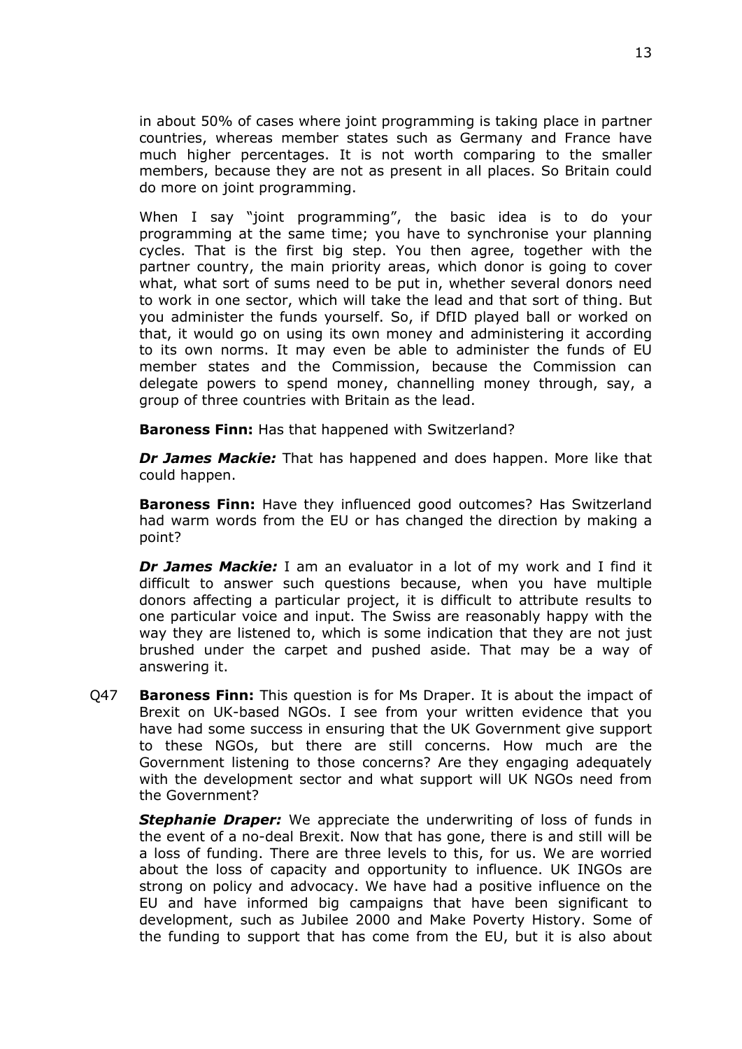in about 50% of cases where joint programming is taking place in partner countries, whereas member states such as Germany and France have much higher percentages. It is not worth comparing to the smaller members, because they are not as present in all places. So Britain could do more on joint programming.

When I say "joint programming", the basic idea is to do your programming at the same time; you have to synchronise your planning cycles. That is the first big step. You then agree, together with the partner country, the main priority areas, which donor is going to cover what, what sort of sums need to be put in, whether several donors need to work in one sector, which will take the lead and that sort of thing. But you administer the funds yourself. So, if DfID played ball or worked on that, it would go on using its own money and administering it according to its own norms. It may even be able to administer the funds of EU member states and the Commission, because the Commission can delegate powers to spend money, channelling money through, say, a group of three countries with Britain as the lead.

**Baroness Finn:** Has that happened with Switzerland?

***Dr James Mackie:*** That has happened and does happen. More like that could happen.

**Baroness Finn:** Have they influenced good outcomes? Has Switzerland had warm words from the EU or has changed the direction by making a point?

***Dr James Mackie:*** I am an evaluator in a lot of my work and I find it difficult to answer such questions because, when you have multiple donors affecting a particular project, it is difficult to attribute results to one particular voice and input. The Swiss are reasonably happy with the way they are listened to, which is some indication that they are not just brushed under the carpet and pushed aside. That may be a way of answering it.

Q47 **Baroness Finn:** This question is for Ms Draper. It is about the impact of Brexit on UK-based NGOs. I see from your written evidence that you have had some success in ensuring that the UK Government give support to these NGOs, but there are still concerns. How much are the Government listening to those concerns? Are they engaging adequately with the development sector and what support will UK NGOs need from the Government?

***Stephanie Draper:*** We appreciate the underwriting of loss of funds in the event of a no-deal Brexit. Now that has gone, there is and still will be a loss of funding. There are three levels to this, for us. We are worried about the loss of capacity and opportunity to influence. UK INGOs are strong on policy and advocacy. We have had a positive influence on the EU and have informed big campaigns that have been significant to development, such as Jubilee 2000 and Make Poverty History. Some of the funding to support that has come from the EU, but it is also about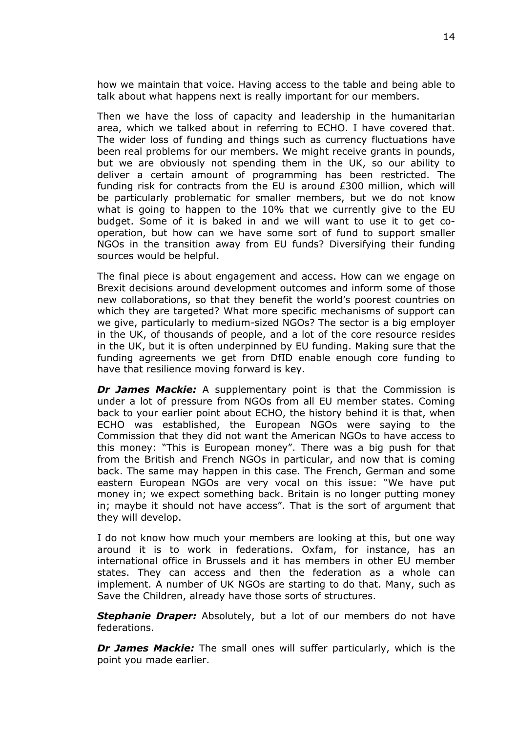how we maintain that voice. Having access to the table and being able to talk about what happens next is really important for our members.

Then we have the loss of capacity and leadership in the humanitarian area, which we talked about in referring to ECHO. I have covered that. The wider loss of funding and things such as currency fluctuations have been real problems for our members. We might receive grants in pounds, but we are obviously not spending them in the UK, so our ability to deliver a certain amount of programming has been restricted. The funding risk for contracts from the EU is around £300 million, which will be particularly problematic for smaller members, but we do not know what is going to happen to the 10% that we currently give to the EU budget. Some of it is baked in and we will want to use it to get co-operation, but how can we have some sort of fund to support smaller NGOs in the transition away from EU funds? Diversifying their funding sources would be helpful.

The final piece is about engagement and access. How can we engage on Brexit decisions around development outcomes and inform some of those new collaborations, so that they benefit the world's poorest countries on which they are targeted? What more specific mechanisms of support can we give, particularly to medium-sized NGOs? The sector is a big employer in the UK, of thousands of people, and a lot of the core resource resides in the UK, but it is often underpinned by EU funding. Making sure that the funding agreements we get from DfID enable enough core funding to have that resilience moving forward is key.

***Dr James Mackie:*** A supplementary point is that the Commission is under a lot of pressure from NGOs from all EU member states. Coming back to your earlier point about ECHO, the history behind it is that, when ECHO was established, the European NGOs were saying to the Commission that they did not want the American NGOs to have access to this money: "This is European money". There was a big push for that from the British and French NGOs in particular, and now that is coming back. The same may happen in this case. The French, German and some eastern European NGOs are very vocal on this issue: "We have put money in; we expect something back. Britain is no longer putting money in; maybe it should not have access". That is the sort of argument that they will develop.

I do not know how much your members are looking at this, but one way around it is to work in federations. Oxfam, for instance, has an international office in Brussels and it has members in other EU member states. They can access and then the federation as a whole can implement. A number of UK NGOs are starting to do that. Many, such as Save the Children, already have those sorts of structures.

***Stephanie Draper:*** Absolutely, but a lot of our members do not have federations.

***Dr James Mackie:*** The small ones will suffer particularly, which is the point you made earlier.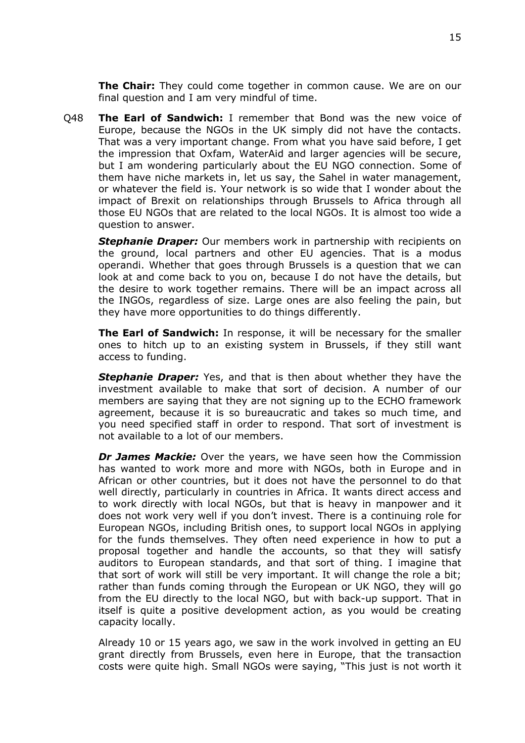**The Chair:** They could come together in common cause. We are on our final question and I am very mindful of time.

Q48 **The Earl of Sandwich:** I remember that Bond was the new voice of Europe, because the NGOs in the UK simply did not have the contacts. That was a very important change. From what you have said before, I get the impression that Oxfam, WaterAid and larger agencies will be secure, but I am wondering particularly about the EU NGO connection. Some of them have niche markets in, let us say, the Sahel in water management, or whatever the field is. Your network is so wide that I wonder about the impact of Brexit on relationships through Brussels to Africa through all those EU NGOs that are related to the local NGOs. It is almost too wide a question to answer.

***Stephanie Draper:*** Our members work in partnership with recipients on the ground, local partners and other EU agencies. That is a modus operandi. Whether that goes through Brussels is a question that we can look at and come back to you on, because I do not have the details, but the desire to work together remains. There will be an impact across all the INGOs, regardless of size. Large ones are also feeling the pain, but they have more opportunities to do things differently.

**The Earl of Sandwich:** In response, it will be necessary for the smaller ones to hitch up to an existing system in Brussels, if they still want access to funding.

***Stephanie Draper:*** Yes, and that is then about whether they have the investment available to make that sort of decision. A number of our members are saying that they are not signing up to the ECHO framework agreement, because it is so bureaucratic and takes so much time, and you need specified staff in order to respond. That sort of investment is not available to a lot of our members.

***Dr James Mackie:*** Over the years, we have seen how the Commission has wanted to work more and more with NGOs, both in Europe and in African or other countries, but it does not have the personnel to do that well directly, particularly in countries in Africa. It wants direct access and to work directly with local NGOs, but that is heavy in manpower and it does not work very well if you don't invest. There is a continuing role for European NGOs, including British ones, to support local NGOs in applying for the funds themselves. They often need experience in how to put a proposal together and handle the accounts, so that they will satisfy auditors to European standards, and that sort of thing. I imagine that that sort of work will still be very important. It will change the role a bit; rather than funds coming through the European or UK NGO, they will go from the EU directly to the local NGO, but with back-up support. That in itself is quite a positive development action, as you would be creating capacity locally.

Already 10 or 15 years ago, we saw in the work involved in getting an EU grant directly from Brussels, even here in Europe, that the transaction costs were quite high. Small NGOs were saying, "This just is not worth it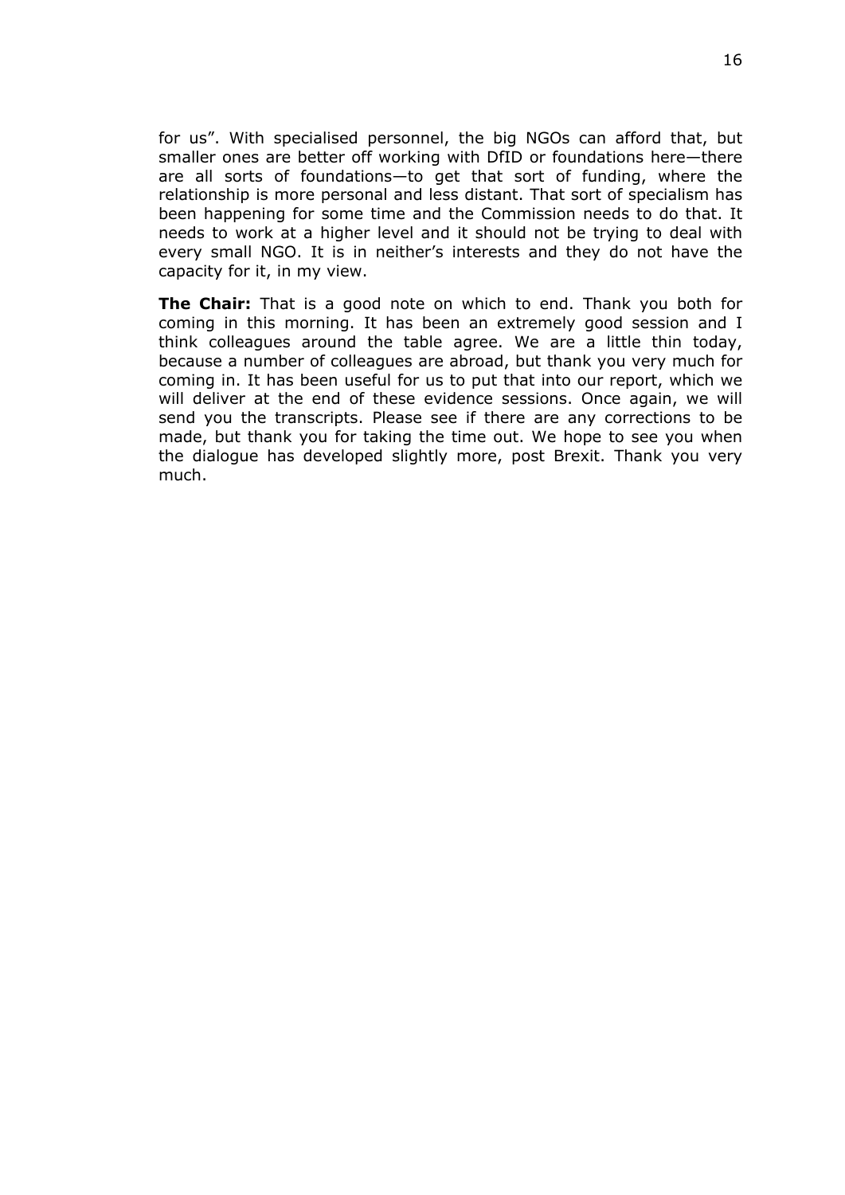for us”. With specialised personnel, the big NGOs can afford that, but smaller ones are better off working with DfID or foundations here—there are all sorts of foundations—to get that sort of funding, where the relationship is more personal and less distant. That sort of specialism has been happening for some time and the Commission needs to do that. It needs to work at a higher level and it should not be trying to deal with every small NGO. It is in neither’s interests and they do not have the capacity for it, in my view.

**The Chair:** That is a good note on which to end. Thank you both for coming in this morning. It has been an extremely good session and I think colleagues around the table agree. We are a little thin today, because a number of colleagues are abroad, but thank you very much for coming in. It has been useful for us to put that into our report, which we will deliver at the end of these evidence sessions. Once again, we will send you the transcripts. Please see if there are any corrections to be made, but thank you for taking the time out. We hope to see you when the dialogue has developed slightly more, post Brexit. Thank you very much.